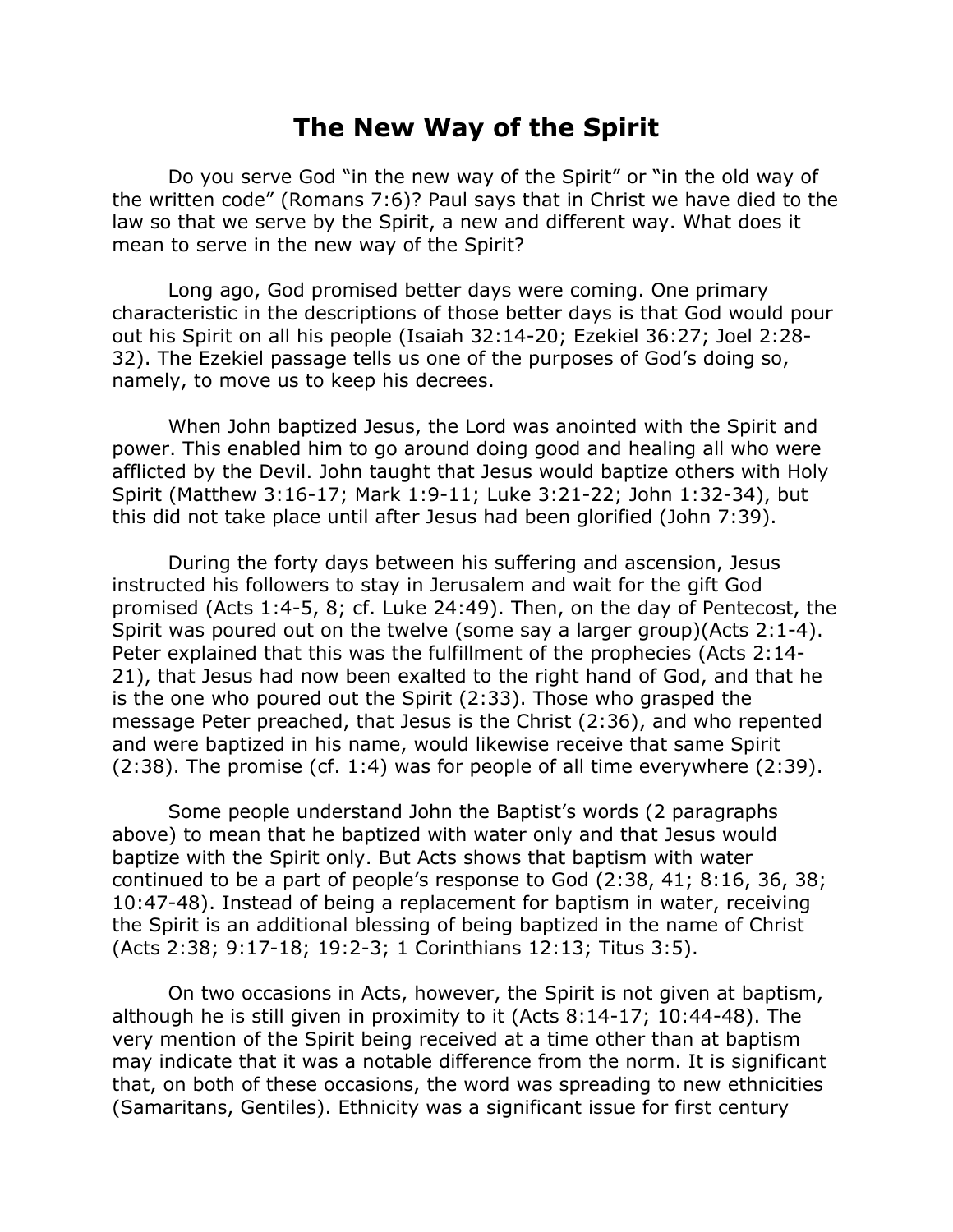# The New Way of the Spirit

Do you serve God "in the new way of the Spirit" or "in the old way of the written code" (Romans 7:6)? Paul says that in Christ we have died to the law so that we serve by the Spirit, a new and different way. What does it mean to serve in the new way of the Spirit?

Long ago, God promised better days were coming. One primary characteristic in the descriptions of those better days is that God would pour out his Spirit on all his people (Isaiah 32:14-20; Ezekiel 36:27; Joel 2:28-32). The Ezekiel passage tells us one of the purposes of God's doing so, namely, to move us to keep his decrees.

When John baptized Jesus, the Lord was anointed with the Spirit and power. This enabled him to go around doing good and healing all who were afflicted by the Devil. John taught that Jesus would baptize others with Holy Spirit (Matthew 3:16-17; Mark 1:9-11; Luke 3:21-22; John 1:32-34), but this did not take place until after Jesus had been glorified (John 7:39).

During the forty days between his suffering and ascension, Jesus instructed his followers to stay in Jerusalem and wait for the gift God promised (Acts 1:4-5, 8; cf. Luke 24:49). Then, on the day of Pentecost, the Spirit was poured out on the twelve (some say a larger group)(Acts 2:1-4). Peter explained that this was the fulfillment of the prophecies (Acts 2:14-21), that Jesus had now been exalted to the right hand of God, and that he is the one who poured out the Spirit (2:33). Those who grasped the message Peter preached, that Jesus is the Christ (2:36), and who repented and were baptized in his name, would likewise receive that same Spirit (2:38). The promise (cf. 1:4) was for people of all time everywhere (2:39).

Some people understand John the Baptist's words (2 paragraphs above) to mean that he baptized with water only and that Jesus would baptize with the Spirit only. But Acts shows that baptism with water continued to be a part of people's response to God (2:38, 41; 8:16, 36, 38; 10:47-48). Instead of being a replacement for baptism in water, receiving the Spirit is an additional blessing of being baptized in the name of Christ (Acts 2:38; 9:17-18; 19:2-3; 1 Corinthians 12:13; Titus 3:5).

On two occasions in Acts, however, the Spirit is not given at baptism, although he is still given in proximity to it (Acts 8:14-17; 10:44-48). The very mention of the Spirit being received at a time other than at baptism may indicate that it was a notable difference from the norm. It is significant that, on both of these occasions, the word was spreading to new ethnicities (Samaritans, Gentiles). Ethnicity was a significant issue for first century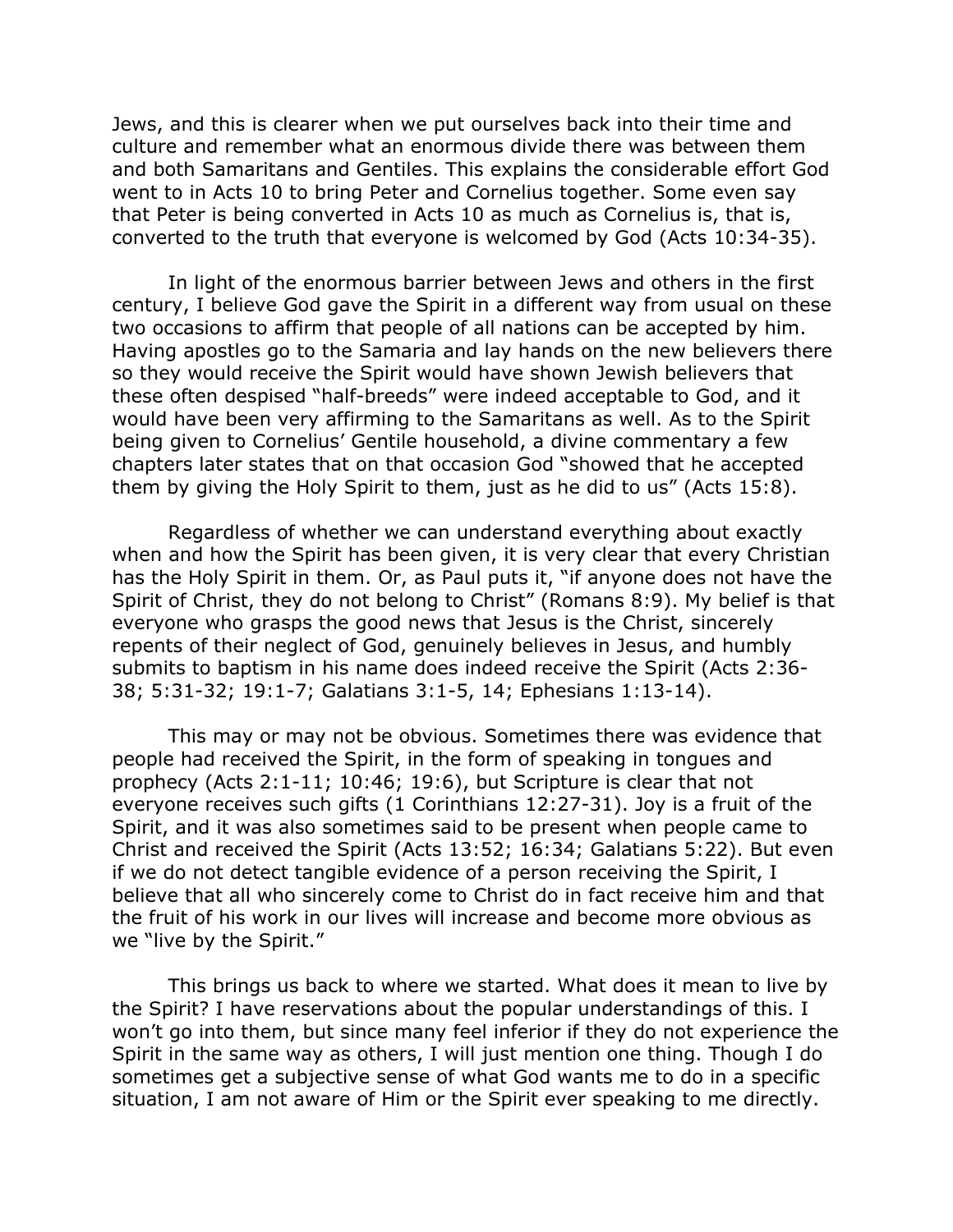Jews, and this is clearer when we put ourselves back into their time and culture and remember what an enormous divide there was between them and both Samaritans and Gentiles. This explains the considerable effort God went to in Acts 10 to bring Peter and Cornelius together. Some even say that Peter is being converted in Acts 10 as much as Cornelius is, that is, converted to the truth that everyone is welcomed by God (Acts 10:34-35).

In light of the enormous barrier between Jews and others in the first century, I believe God gave the Spirit in a different way from usual on these two occasions to affirm that people of all nations can be accepted by him. Having apostles go to the Samaria and lay hands on the new believers there so they would receive the Spirit would have shown Jewish believers that these often despised "half-breeds" were indeed acceptable to God, and it would have been very affirming to the Samaritans as well. As to the Spirit being given to Cornelius' Gentile household, a divine commentary a few chapters later states that on that occasion God "showed that he accepted them by giving the Holy Spirit to them, just as he did to us" (Acts 15:8).

Regardless of whether we can understand everything about exactly when and how the Spirit has been given, it is very clear that every Christian has the Holy Spirit in them. Or, as Paul puts it, "if anyone does not have the Spirit of Christ, they do not belong to Christ" (Romans 8:9). My belief is that everyone who grasps the good news that Jesus is the Christ, sincerely repents of their neglect of God, genuinely believes in Jesus, and humbly submits to baptism in his name does indeed receive the Spirit (Acts 2:36-38; 5:31-32; 19:1-7; Galatians 3:1-5, 14; Ephesians 1:13-14).

This may or may not be obvious. Sometimes there was evidence that people had received the Spirit, in the form of speaking in tongues and prophecy (Acts 2:1-11; 10:46; 19:6), but Scripture is clear that not everyone receives such gifts (1 Corinthians 12:27-31). Joy is a fruit of the Spirit, and it was also sometimes said to be present when people came to Christ and received the Spirit (Acts 13:52; 16:34; Galatians 5:22). But even if we do not detect tangible evidence of a person receiving the Spirit, I believe that all who sincerely come to Christ do in fact receive him and that the fruit of his work in our lives will increase and become more obvious as we "live by the Spirit."

This brings us back to where we started. What does it mean to live by the Spirit? I have reservations about the popular understandings of this. I won't go into them, but since many feel inferior if they do not experience the Spirit in the same way as others, I will just mention one thing. Though I do sometimes get a subjective sense of what God wants me to do in a specific situation, I am not aware of Him or the Spirit ever speaking to me directly.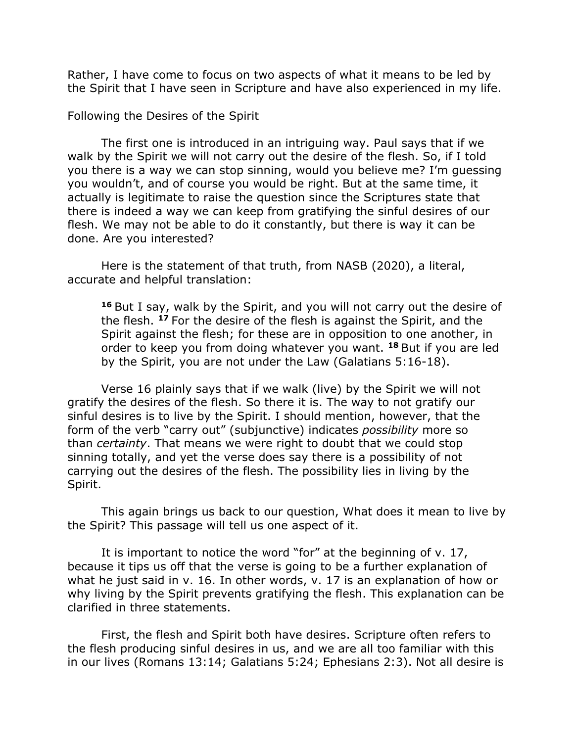Rather, I have come to focus on two aspects of what it means to be led by the Spirit that I have seen in Scripture and have also experienced in my life.

## Following the Desires of the Spirit

The first one is introduced in an intriguing way. Paul says that if we walk by the Spirit we will not carry out the desire of the flesh. So, if I told you there is a way we can stop sinning, would you believe me? I'm guessing you wouldn't, and of course you would be right. But at the same time, it actually is legitimate to raise the question since the Scriptures state that there is indeed a way we can keep from gratifying the sinful desires of our flesh. We may not be able to do it constantly, but there is way it can be done. Are you interested?

Here is the statement of that truth, from NASB (2020), a literal, accurate and helpful translation:

> **16** But I say, walk by the Spirit, and you will not carry out the desire of the flesh. **17** For the desire of the flesh is against the Spirit, and the Spirit against the flesh; for these are in opposition to one another, in order to keep you from doing whatever you want. **18** But if you are led by the Spirit, you are not under the Law (Galatians 5:16-18).

Verse 16 plainly says that if we walk (live) by the Spirit we will not gratify the desires of the flesh. So there it is. The way to not gratify our sinful desires is to live by the Spirit. I should mention, however, that the form of the verb "carry out" (subjunctive) indicates *possibility* more so than *certainty*. That means we were right to doubt that we could stop sinning totally, and yet the verse does say there is a possibility of not carrying out the desires of the flesh. The possibility lies in living by the Spirit.

This again brings us back to our question, What does it mean to live by the Spirit? This passage will tell us one aspect of it.

It is important to notice the word "for" at the beginning of v. 17, because it tips us off that the verse is going to be a further explanation of what he just said in v. 16. In other words, v. 17 is an explanation of how or why living by the Spirit prevents gratifying the flesh. This explanation can be clarified in three statements.

First, the flesh and Spirit both have desires. Scripture often refers to the flesh producing sinful desires in us, and we are all too familiar with this in our lives (Romans 13:14; Galatians 5:24; Ephesians 2:3). Not all desire is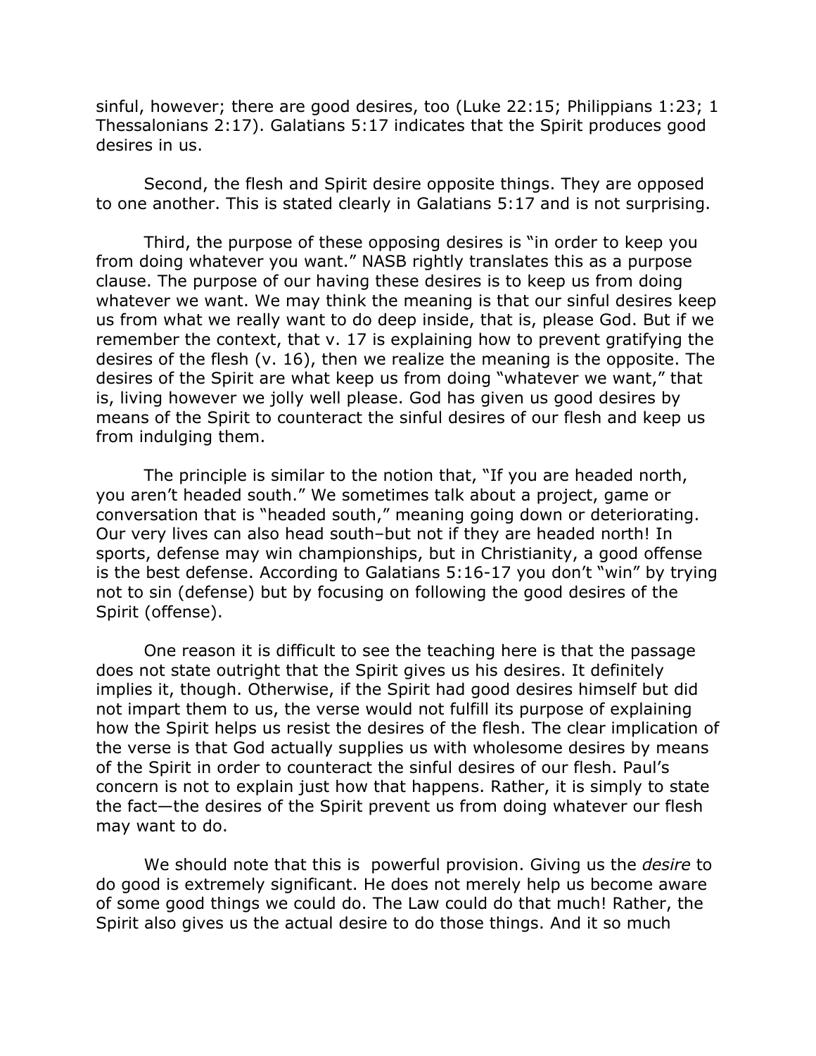sinful, however; there are good desires, too (Luke 22:15; Philippians 1:23; 1 Thessalonians 2:17). Galatians 5:17 indicates that the Spirit produces good desires in us.

Second, the flesh and Spirit desire opposite things. They are opposed to one another. This is stated clearly in Galatians 5:17 and is not surprising.

Third, the purpose of these opposing desires is "in order to keep you from doing whatever you want." NASB rightly translates this as a purpose clause. The purpose of our having these desires is to keep us from doing whatever we want. We may think the meaning is that our sinful desires keep us from what we really want to do deep inside, that is, please God. But if we remember the context, that v. 17 is explaining how to prevent gratifying the desires of the flesh (v. 16), then we realize the meaning is the opposite. The desires of the Spirit are what keep us from doing "whatever we want," that is, living however we jolly well please. God has given us good desires by means of the Spirit to counteract the sinful desires of our flesh and keep us from indulging them.

The principle is similar to the notion that, "If you are headed north, you aren't headed south." We sometimes talk about a project, game or conversation that is "headed south," meaning going down or deteriorating. Our very lives can also head south–but not if they are headed north! In sports, defense may win championships, but in Christianity, a good offense is the best defense. According to Galatians 5:16-17 you don't "win" by trying not to sin (defense) but by focusing on following the good desires of the Spirit (offense).

One reason it is difficult to see the teaching here is that the passage does not state outright that the Spirit gives us his desires. It definitely implies it, though. Otherwise, if the Spirit had good desires himself but did not impart them to us, the verse would not fulfill its purpose of explaining how the Spirit helps us resist the desires of the flesh. The clear implication of the verse is that God actually supplies us with wholesome desires by means of the Spirit in order to counteract the sinful desires of our flesh. Paul's concern is not to explain just how that happens. Rather, it is simply to state the fact—the desires of the Spirit prevent us from doing whatever our flesh may want to do.

We should note that this is  powerful provision. Giving us the *desire* to do good is extremely significant. He does not merely help us become aware of some good things we could do. The Law could do that much! Rather, the Spirit also gives us the actual desire to do those things. And it so much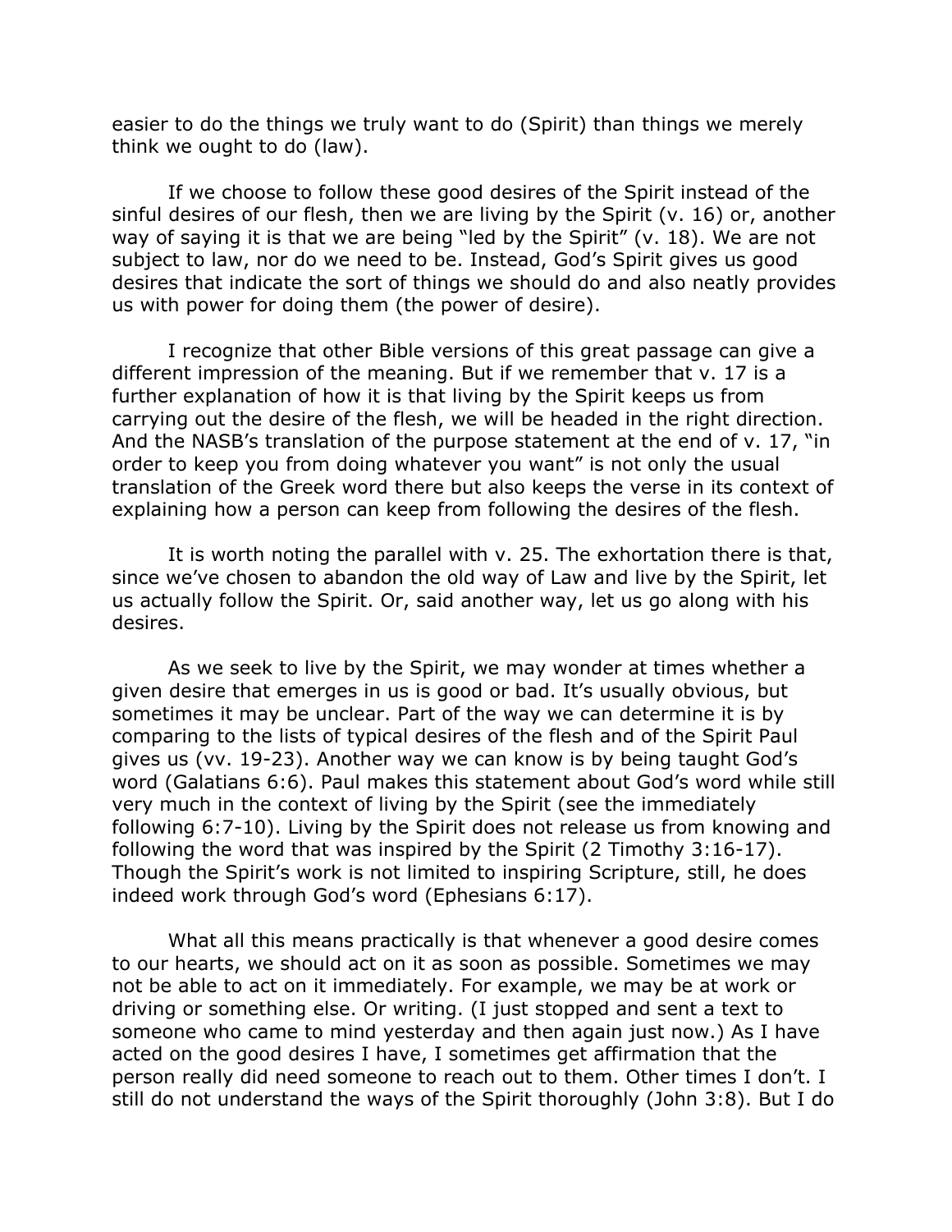easier to do the things we truly want to do (Spirit) than things we merely think we ought to do (law).

If we choose to follow these good desires of the Spirit instead of the sinful desires of our flesh, then we are living by the Spirit (v. 16) or, another way of saying it is that we are being "led by the Spirit" (v. 18). We are not subject to law, nor do we need to be. Instead, God's Spirit gives us good desires that indicate the sort of things we should do and also neatly provides us with power for doing them (the power of desire).

I recognize that other Bible versions of this great passage can give a different impression of the meaning. But if we remember that v. 17 is a further explanation of how it is that living by the Spirit keeps us from carrying out the desire of the flesh, we will be headed in the right direction. And the NASB's translation of the purpose statement at the end of v. 17, "in order to keep you from doing whatever you want" is not only the usual translation of the Greek word there but also keeps the verse in its context of explaining how a person can keep from following the desires of the flesh.

It is worth noting the parallel with v. 25. The exhortation there is that, since we've chosen to abandon the old way of Law and live by the Spirit, let us actually follow the Spirit. Or, said another way, let us go along with his desires.

As we seek to live by the Spirit, we may wonder at times whether a given desire that emerges in us is good or bad. It's usually obvious, but sometimes it may be unclear. Part of the way we can determine it is by comparing to the lists of typical desires of the flesh and of the Spirit Paul gives us (vv. 19-23). Another way we can know is by being taught God's word (Galatians 6:6). Paul makes this statement about God's word while still very much in the context of living by the Spirit (see the immediately following 6:7-10). Living by the Spirit does not release us from knowing and following the word that was inspired by the Spirit (2 Timothy 3:16-17). Though the Spirit's work is not limited to inspiring Scripture, still, he does indeed work through God's word (Ephesians 6:17).

What all this means practically is that whenever a good desire comes to our hearts, we should act on it as soon as possible. Sometimes we may not be able to act on it immediately. For example, we may be at work or driving or something else. Or writing. (I just stopped and sent a text to someone who came to mind yesterday and then again just now.) As I have acted on the good desires I have, I sometimes get affirmation that the person really did need someone to reach out to them. Other times I don't. I still do not understand the ways of the Spirit thoroughly (John 3:8). But I do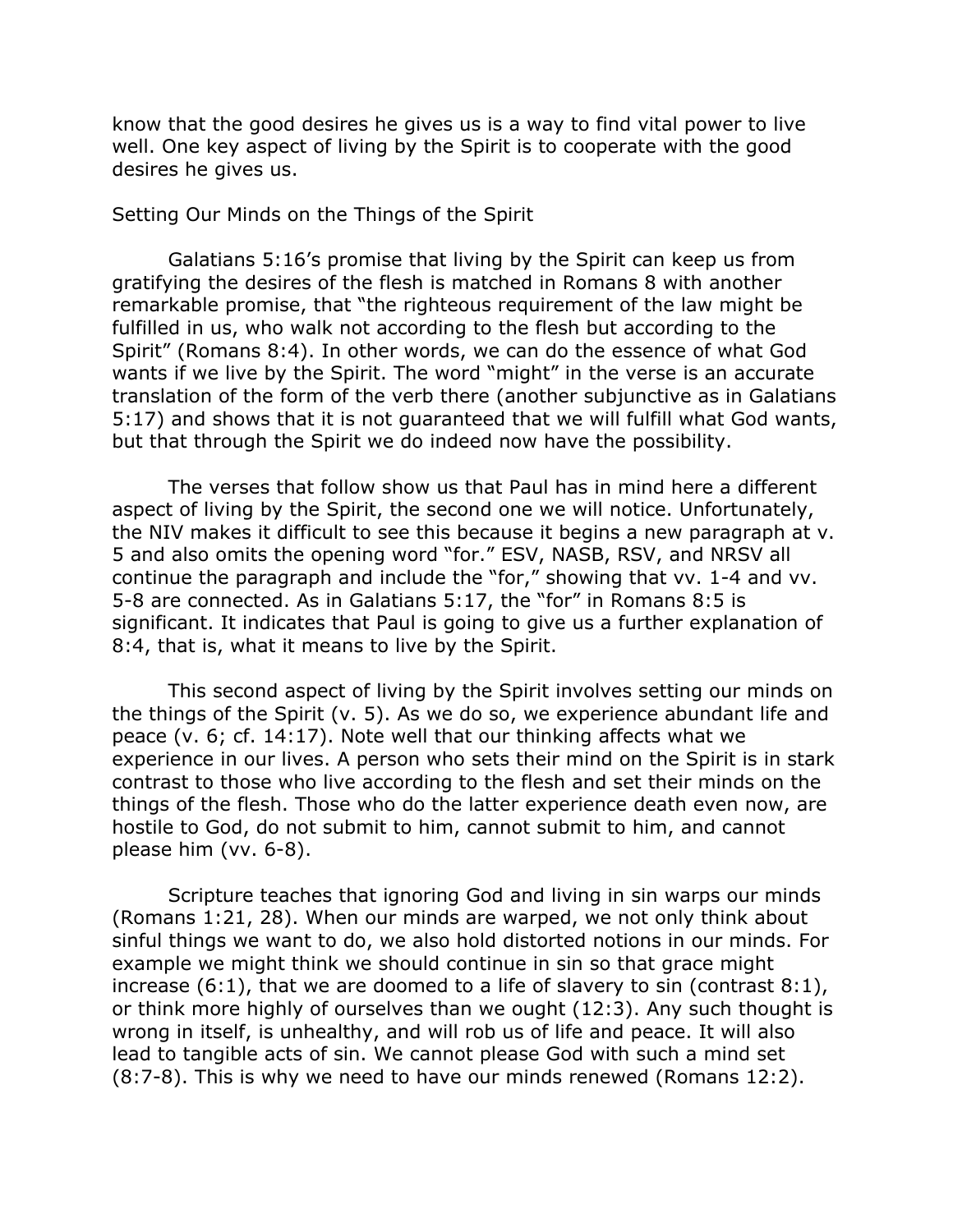know that the good desires he gives us is a way to find vital power to live well. One key aspect of living by the Spirit is to cooperate with the good desires he gives us.

## Setting Our Minds on the Things of the Spirit

Galatians 5:16's promise that living by the Spirit can keep us from gratifying the desires of the flesh is matched in Romans 8 with another remarkable promise, that "the righteous requirement of the law might be fulfilled in us, who walk not according to the flesh but according to the Spirit" (Romans 8:4). In other words, we can do the essence of what God wants if we live by the Spirit. The word "might" in the verse is an accurate translation of the form of the verb there (another subjunctive as in Galatians 5:17) and shows that it is not guaranteed that we will fulfill what God wants, but that through the Spirit we do indeed now have the possibility.

The verses that follow show us that Paul has in mind here a different aspect of living by the Spirit, the second one we will notice. Unfortunately, the NIV makes it difficult to see this because it begins a new paragraph at v. 5 and also omits the opening word "for." ESV, NASB, RSV, and NRSV all continue the paragraph and include the "for," showing that vv. 1-4 and vv. 5-8 are connected. As in Galatians 5:17, the "for" in Romans 8:5 is significant. It indicates that Paul is going to give us a further explanation of 8:4, that is, what it means to live by the Spirit.

This second aspect of living by the Spirit involves setting our minds on the things of the Spirit (v. 5). As we do so, we experience abundant life and peace (v. 6; cf. 14:17). Note well that our thinking affects what we experience in our lives. A person who sets their mind on the Spirit is in stark contrast to those who live according to the flesh and set their minds on the things of the flesh. Those who do the latter experience death even now, are hostile to God, do not submit to him, cannot submit to him, and cannot please him (vv. 6-8).

Scripture teaches that ignoring God and living in sin warps our minds (Romans 1:21, 28). When our minds are warped, we not only think about sinful things we want to do, we also hold distorted notions in our minds. For example we might think we should continue in sin so that grace might increase (6:1), that we are doomed to a life of slavery to sin (contrast 8:1), or think more highly of ourselves than we ought (12:3). Any such thought is wrong in itself, is unhealthy, and will rob us of life and peace. It will also lead to tangible acts of sin. We cannot please God with such a mind set (8:7-8). This is why we need to have our minds renewed (Romans 12:2).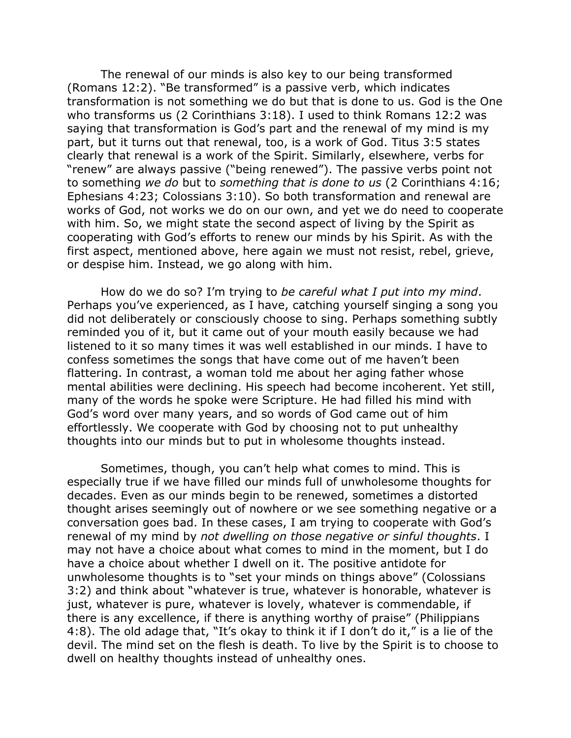The renewal of our minds is also key to our being transformed (Romans 12:2). "Be transformed" is a passive verb, which indicates transformation is not something we do but that is done to us. God is the One who transforms us (2 Corinthians 3:18). I used to think Romans 12:2 was saying that transformation is God's part and the renewal of my mind is my part, but it turns out that renewal, too, is a work of God. Titus 3:5 states clearly that renewal is a work of the Spirit. Similarly, elsewhere, verbs for "renew" are always passive ("being renewed"). The passive verbs point not to something *we do* but to *something that is done to us* (2 Corinthians 4:16; Ephesians 4:23; Colossians 3:10). So both transformation and renewal are works of God, not works we do on our own, and yet we do need to cooperate with him. So, we might state the second aspect of living by the Spirit as cooperating with God's efforts to renew our minds by his Spirit. As with the first aspect, mentioned above, here again we must not resist, rebel, grieve, or despise him. Instead, we go along with him.

How do we do so? I'm trying to *be careful what I put into my mind*. Perhaps you've experienced, as I have, catching yourself singing a song you did not deliberately or consciously choose to sing. Perhaps something subtly reminded you of it, but it came out of your mouth easily because we had listened to it so many times it was well established in our minds. I have to confess sometimes the songs that have come out of me haven't been flattering. In contrast, a woman told me about her aging father whose mental abilities were declining. His speech had become incoherent. Yet still, many of the words he spoke were Scripture. He had filled his mind with God's word over many years, and so words of God came out of him effortlessly. We cooperate with God by choosing not to put unhealthy thoughts into our minds but to put in wholesome thoughts instead.

Sometimes, though, you can't help what comes to mind. This is especially true if we have filled our minds full of unwholesome thoughts for decades. Even as our minds begin to be renewed, sometimes a distorted thought arises seemingly out of nowhere or we see something negative or a conversation goes bad. In these cases, I am trying to cooperate with God's renewal of my mind by *not dwelling on those negative or sinful thoughts*. I may not have a choice about what comes to mind in the moment, but I do have a choice about whether I dwell on it. The positive antidote for unwholesome thoughts is to "set your minds on things above" (Colossians 3:2) and think about "whatever is true, whatever is honorable, whatever is just, whatever is pure, whatever is lovely, whatever is commendable, if there is any excellence, if there is anything worthy of praise" (Philippians 4:8). The old adage that, "It's okay to think it if I don't do it," is a lie of the devil. The mind set on the flesh is death. To live by the Spirit is to choose to dwell on healthy thoughts instead of unhealthy ones.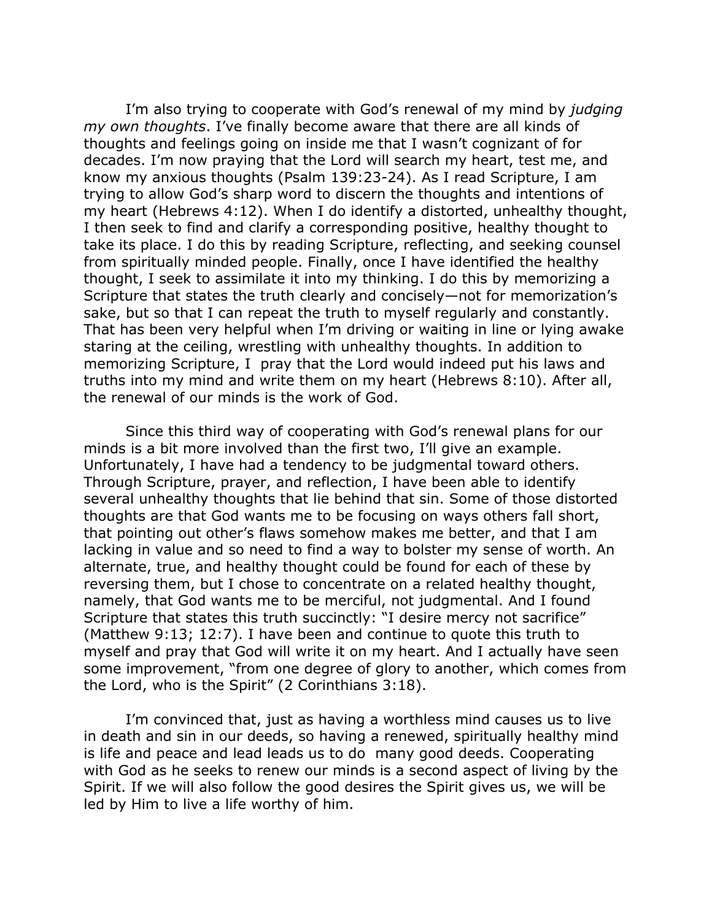I'm also trying to cooperate with God's renewal of my mind by *judging my own thoughts*. I've finally become aware that there are all kinds of thoughts and feelings going on inside me that I wasn't cognizant of for decades. I'm now praying that the Lord will search my heart, test me, and know my anxious thoughts (Psalm 139:23-24). As I read Scripture, I am trying to allow God's sharp word to discern the thoughts and intentions of my heart (Hebrews 4:12). When I do identify a distorted, unhealthy thought, I then seek to find and clarify a corresponding positive, healthy thought to take its place. I do this by reading Scripture, reflecting, and seeking counsel from spiritually minded people. Finally, once I have identified the healthy thought, I seek to assimilate it into my thinking. I do this by memorizing a Scripture that states the truth clearly and concisely—not for memorization's sake, but so that I can repeat the truth to myself regularly and constantly. That has been very helpful when I'm driving or waiting in line or lying awake staring at the ceiling, wrestling with unhealthy thoughts. In addition to memorizing Scripture, I pray that the Lord would indeed put his laws and truths into my mind and write them on my heart (Hebrews 8:10). After all, the renewal of our minds is the work of God.

Since this third way of cooperating with God's renewal plans for our minds is a bit more involved than the first two, I'll give an example. Unfortunately, I have had a tendency to be judgmental toward others. Through Scripture, prayer, and reflection, I have been able to identify several unhealthy thoughts that lie behind that sin. Some of those distorted thoughts are that God wants me to be focusing on ways others fall short, that pointing out other's flaws somehow makes me better, and that I am lacking in value and so need to find a way to bolster my sense of worth. An alternate, true, and healthy thought could be found for each of these by reversing them, but I chose to concentrate on a related healthy thought, namely, that God wants me to be merciful, not judgmental. And I found Scripture that states this truth succinctly: "I desire mercy not sacrifice" (Matthew 9:13; 12:7). I have been and continue to quote this truth to myself and pray that God will write it on my heart. And I actually have seen some improvement, "from one degree of glory to another, which comes from the Lord, who is the Spirit" (2 Corinthians 3:18).

I'm convinced that, just as having a worthless mind causes us to live in death and sin in our deeds, so having a renewed, spiritually healthy mind is life and peace and lead leads us to do many good deeds. Cooperating with God as he seeks to renew our minds is a second aspect of living by the Spirit. If we will also follow the good desires the Spirit gives us, we will be led by Him to live a life worthy of him.